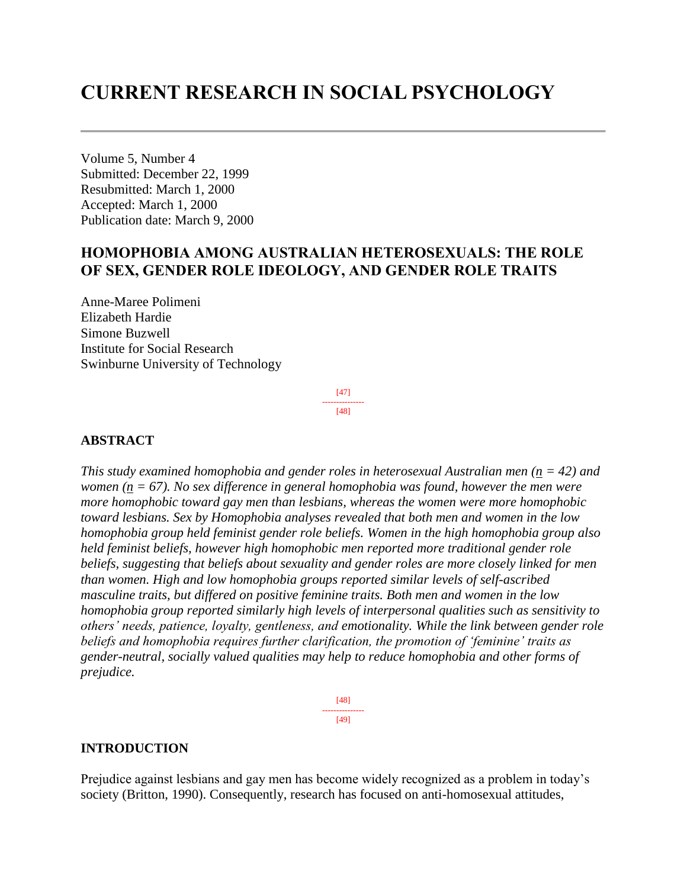# CURRENT RESEARCH IN SOCIAL PSYCHOLOGY

Volume 5, Number 4
Submitted: December 22, 1999
Resubmitted: March 1, 2000
Accepted: March 1, 2000
Publication date: March 9, 2000

## HOMOPHOBIA AMONG AUSTRALIAN HETEROSEXUALS: THE ROLE OF SEX, GENDER ROLE IDEOLOGY, AND GENDER ROLE TRAITS

Anne-Maree Polimeni
Elizabeth Hardie
Simone Buzwell
Institute for Social Research
Swinburne University of Technology

### ABSTRACT

*This study examined homophobia and gender roles in heterosexual Australian men ($n = 42$) and women ($n = 67$). No sex difference in general homophobia was found, however the men were more homophobic toward gay men than lesbians, whereas the women were more homophobic toward lesbians. Sex by Homophobia analyses revealed that both men and women in the low homophobia group held feminist gender role beliefs. Women in the high homophobia group also held feminist beliefs, however high homophobic men reported more traditional gender role beliefs, suggesting that beliefs about sexuality and gender roles are more closely linked for men than women. High and low homophobia groups reported similar levels of self-ascribed masculine traits, but differed on positive feminine traits. Both men and women in the low homophobia group reported similarly high levels of interpersonal qualities such as sensitivity to others' needs, patience, loyalty, gentleness, and emotionality. While the link between gender role beliefs and homophobia requires further clarification, the promotion of 'feminine' traits as gender-neutral, socially valued qualities may help to reduce homophobia and other forms of prejudice.*

### INTRODUCTION

Prejudice against lesbians and gay men has become widely recognized as a problem in today's society (Britton, 1990). Consequently, research has focused on anti-homosexual attitudes,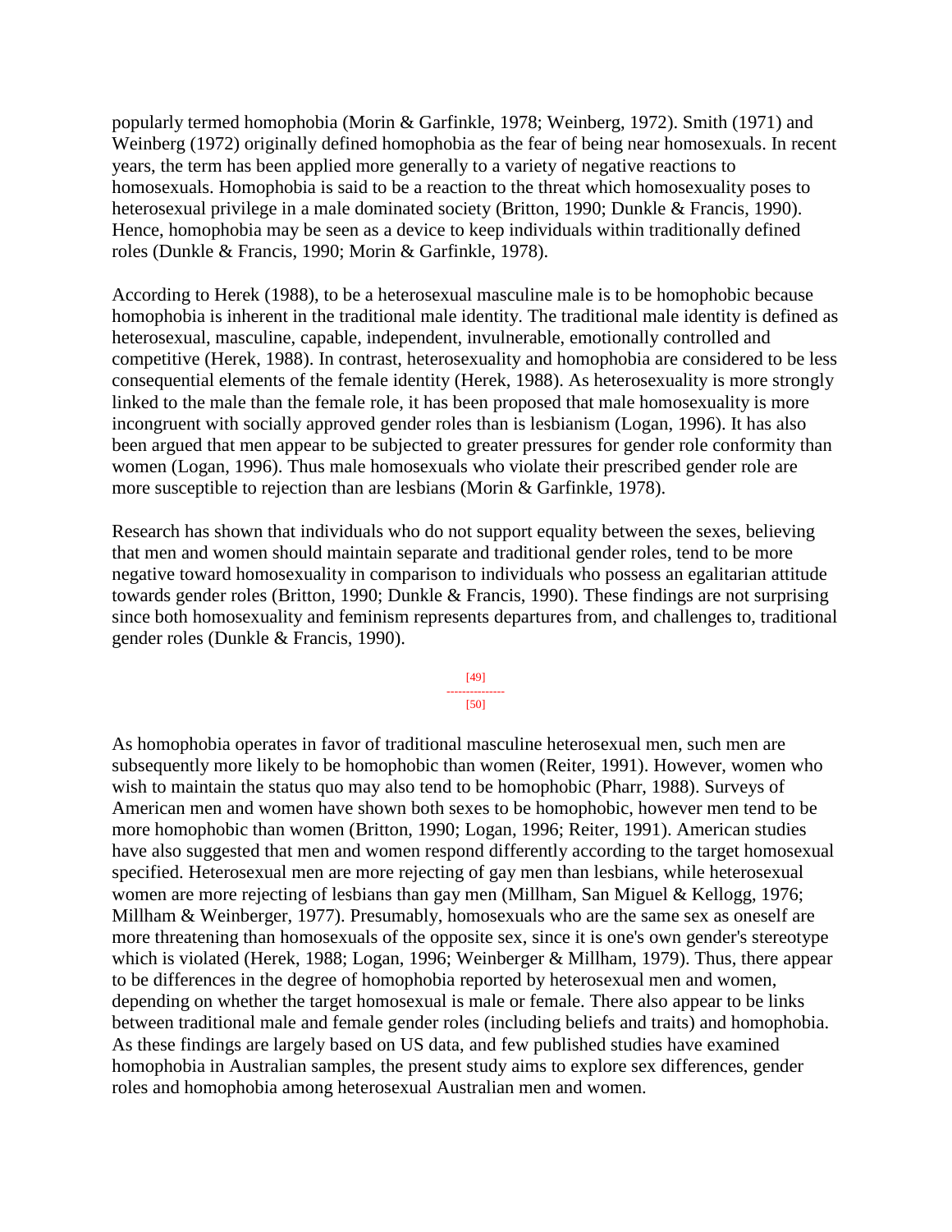popularly termed homophobia (Morin & Garfinkle, 1978; Weinberg, 1972). Smith (1971) and Weinberg (1972) originally defined homophobia as the fear of being near homosexuals. In recent years, the term has been applied more generally to a variety of negative reactions to homosexuals. Homophobia is said to be a reaction to the threat which homosexuality poses to heterosexual privilege in a male dominated society (Britton, 1990; Dunkle & Francis, 1990). Hence, homophobia may be seen as a device to keep individuals within traditionally defined roles (Dunkle & Francis, 1990; Morin & Garfinkle, 1978).

According to Herek (1988), to be a heterosexual masculine male is to be homophobic because homophobia is inherent in the traditional male identity. The traditional male identity is defined as heterosexual, masculine, capable, independent, invulnerable, emotionally controlled and competitive (Herek, 1988). In contrast, heterosexuality and homophobia are considered to be less consequential elements of the female identity (Herek, 1988). As heterosexuality is more strongly linked to the male than the female role, it has been proposed that male homosexuality is more incongruent with socially approved gender roles than is lesbianism (Logan, 1996). It has also been argued that men appear to be subjected to greater pressures for gender role conformity than women (Logan, 1996). Thus male homosexuals who violate their prescribed gender role are more susceptible to rejection than are lesbians (Morin & Garfinkle, 1978).

Research has shown that individuals who do not support equality between the sexes, believing that men and women should maintain separate and traditional gender roles, tend to be more negative toward homosexuality in comparison to individuals who possess an egalitarian attitude towards gender roles (Britton, 1990; Dunkle & Francis, 1990). These findings are not surprising since both homosexuality and feminism represents departures from, and challenges to, traditional gender roles (Dunkle & Francis, 1990).

As homophobia operates in favor of traditional masculine heterosexual men, such men are subsequently more likely to be homophobic than women (Reiter, 1991). However, women who wish to maintain the status quo may also tend to be homophobic (Pharr, 1988). Surveys of American men and women have shown both sexes to be homophobic, however men tend to be more homophobic than women (Britton, 1990; Logan, 1996; Reiter, 1991). American studies have also suggested that men and women respond differently according to the target homosexual specified. Heterosexual men are more rejecting of gay men than lesbians, while heterosexual women are more rejecting of lesbians than gay men (Millham, San Miguel & Kellogg, 1976; Millham & Weinberger, 1977). Presumably, homosexuals who are the same sex as oneself are more threatening than homosexuals of the opposite sex, since it is one's own gender's stereotype which is violated (Herek, 1988; Logan, 1996; Weinberger & Millham, 1979). Thus, there appear to be differences in the degree of homophobia reported by heterosexual men and women, depending on whether the target homosexual is male or female. There also appear to be links between traditional male and female gender roles (including beliefs and traits) and homophobia. As these findings are largely based on US data, and few published studies have examined homophobia in Australian samples, the present study aims to explore sex differences, gender roles and homophobia among heterosexual Australian men and women.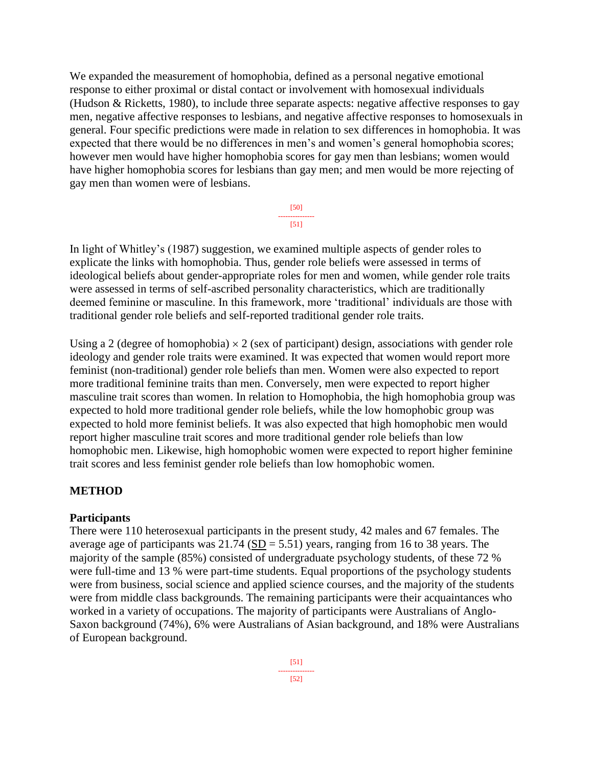We expanded the measurement of homophobia, defined as a personal negative emotional response to either proximal or distal contact or involvement with homosexual individuals (Hudson & Ricketts, 1980), to include three separate aspects: negative affective responses to gay men, negative affective responses to lesbians, and negative affective responses to homosexuals in general. Four specific predictions were made in relation to sex differences in homophobia. It was expected that there would be no differences in men's and women's general homophobia scores; however men would have higher homophobia scores for gay men than lesbians; women would have higher homophobia scores for lesbians than gay men; and men would be more rejecting of gay men than women were of lesbians.

In light of Whitley's (1987) suggestion, we examined multiple aspects of gender roles to explicate the links with homophobia. Thus, gender role beliefs were assessed in terms of ideological beliefs about gender-appropriate roles for men and women, while gender role traits were assessed in terms of self-ascribed personality characteristics, which are traditionally deemed feminine or masculine. In this framework, more 'traditional' individuals are those with traditional gender role beliefs and self-reported traditional gender role traits.

Using a 2 (degree of homophobia) $\times$ 2 (sex of participant) design, associations with gender role ideology and gender role traits were examined. It was expected that women would report more feminist (non-traditional) gender role beliefs than men. Women were also expected to report more traditional feminine traits than men. Conversely, men were expected to report higher masculine trait scores than women. In relation to Homophobia, the high homophobia group was expected to hold more traditional gender role beliefs, while the low homophobic group was expected to hold more feminist beliefs. It was also expected that high homophobic men would report higher masculine trait scores and more traditional gender role beliefs than low homophobic men. Likewise, high homophobic women were expected to report higher feminine trait scores and less feminist gender role beliefs than low homophobic women.

## METHOD

### Participants

There were 110 heterosexual participants in the present study, 42 males and 67 females. The average age of participants was 21.74 (SD = 5.51) years, ranging from 16 to 38 years. The majority of the sample (85%) consisted of undergraduate psychology students, of these 72 % were full-time and 13 % were part-time students. Equal proportions of the psychology students were from business, social science and applied science courses, and the majority of the students were from middle class backgrounds. The remaining participants were their acquaintances who worked in a variety of occupations. The majority of participants were Australians of Anglo-Saxon background (74%), 6% were Australians of Asian background, and 18% were Australians of European background.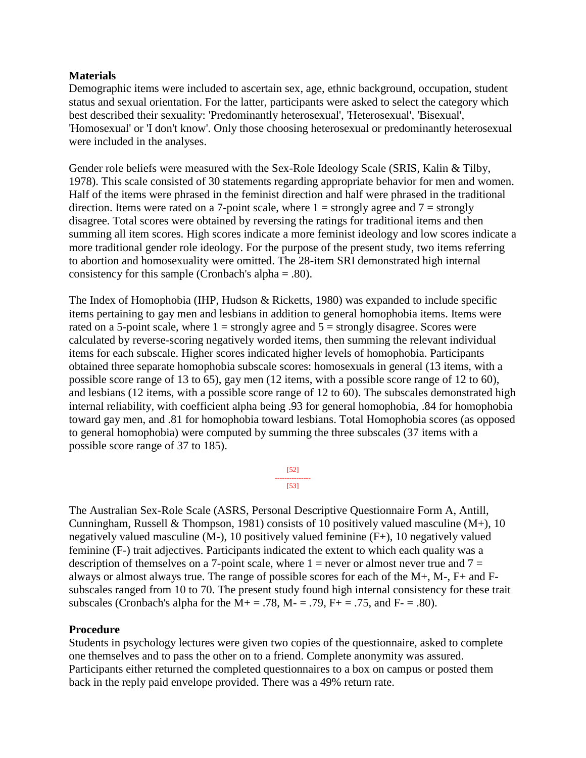**Materials**

Demographic items were included to ascertain sex, age, ethnic background, occupation, student status and sexual orientation. For the latter, participants were asked to select the category which best described their sexuality: 'Predominantly heterosexual', 'Heterosexual', 'Bisexual', 'Homosexual' or 'I don't know'. Only those choosing heterosexual or predominantly heterosexual were included in the analyses.

Gender role beliefs were measured with the Sex-Role Ideology Scale (SRIS, Kalin & Tilby, 1978). This scale consisted of 30 statements regarding appropriate behavior for men and women. Half of the items were phrased in the feminist direction and half were phrased in the traditional direction. Items were rated on a 7-point scale, where 1 = strongly agree and 7 = strongly disagree. Total scores were obtained by reversing the ratings for traditional items and then summing all item scores. High scores indicate a more feminist ideology and low scores indicate a more traditional gender role ideology. For the purpose of the present study, two items referring to abortion and homosexuality were omitted. The 28-item SRI demonstrated high internal consistency for this sample (Cronbach's alpha = .80).

The Index of Homophobia (IHP, Hudson & Ricketts, 1980) was expanded to include specific items pertaining to gay men and lesbians in addition to general homophobia items. Items were rated on a 5-point scale, where 1 = strongly agree and 5 = strongly disagree. Scores were calculated by reverse-scoring negatively worded items, then summing the relevant individual items for each subscale. Higher scores indicated higher levels of homophobia. Participants obtained three separate homophobia subscale scores: homosexuals in general (13 items, with a possible score range of 13 to 65), gay men (12 items, with a possible score range of 12 to 60), and lesbians (12 items, with a possible score range of 12 to 60). The subscales demonstrated high internal reliability, with coefficient alpha being .93 for general homophobia, .84 for homophobia toward gay men, and .81 for homophobia toward lesbians. Total Homophobia scores (as opposed to general homophobia) were computed by summing the three subscales (37 items with a possible score range of 37 to 185).

The Australian Sex-Role Scale (ASRS, Personal Descriptive Questionnaire Form A, Antill, Cunningham, Russell & Thompson, 1981) consists of 10 positively valued masculine (M+), 10 negatively valued masculine (M-), 10 positively valued feminine (F+), 10 negatively valued feminine (F-) trait adjectives. Participants indicated the extent to which each quality was a description of themselves on a 7-point scale, where 1 = never or almost never true and 7 = always or almost always true. The range of possible scores for each of the M+, M-, F+ and F- subscales ranged from 10 to 70. The present study found high internal consistency for these trait subscales (Cronbach's alpha for the M+ = .78, M- = .79, F+ = .75, and F- = .80).

**Procedure**

Students in psychology lectures were given two copies of the questionnaire, asked to complete one themselves and to pass the other on to a friend. Complete anonymity was assured. Participants either returned the completed questionnaires to a box on campus or posted them back in the reply paid envelope provided. There was a 49% return rate.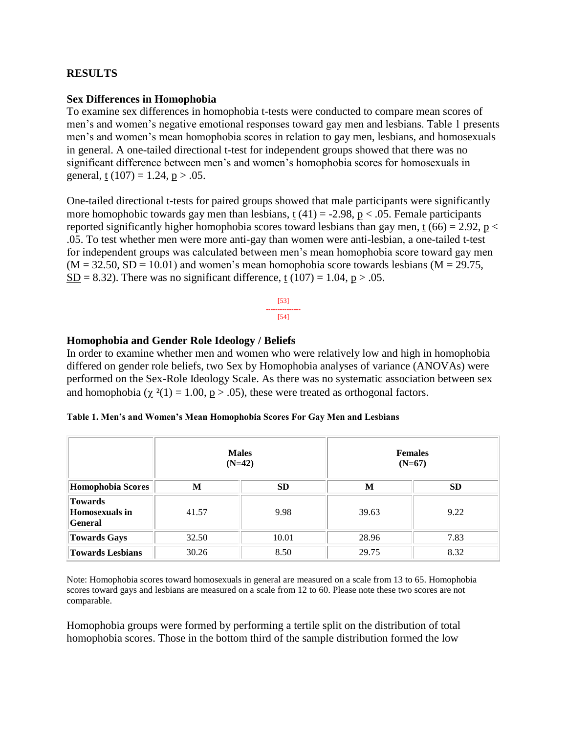## RESULTS

### Sex Differences in Homophobia

To examine sex differences in homophobia t-tests were conducted to compare mean scores of men's and women's negative emotional responses toward gay men and lesbians. Table 1 presents men's and women's mean homophobia scores in relation to gay men, lesbians, and homosexuals in general. A one-tailed directional t-test for independent groups showed that there was no significant difference between men's and women's homophobia scores for homosexuals in general, $t\ (107) = 1.24$, $p > .05$.

One-tailed directional t-tests for paired groups showed that male participants were significantly more homophobic towards gay men than lesbians, $t\ (41) = -2.98$, $p < .05$. Female participants reported significantly higher homophobia scores toward lesbians than gay men, $t\ (66) = 2.92$, $p < .05$. To test whether men were more anti-gay than women were anti-lesbian, a one-tailed t-test for independent groups was calculated between men's mean homophobia score toward gay men ($M = 32.50$, $SD = 10.01$) and women's mean homophobia score towards lesbians ($M = 29.75$, $SD = 8.32$). There was no significant difference, $t\ (107) = 1.04$, $p > .05$.

[53]
[54]

### Homophobia and Gender Role Ideology / Beliefs

In order to examine whether men and women who were relatively low and high in homophobia differed on gender role beliefs, two Sex by Homophobia analyses of variance (ANOVAs) were performed on the Sex-Role Ideology Scale. As there was no systematic association between sex and homophobia ($\chi^2(1) = 1.00$, $p > .05$), these were treated as orthogonal factors.

**Table 1. Men's and Women's Mean Homophobia Scores For Gay Men and Lesbians**

| | Males (N=42) | | Females (N=67) | |
|---|---|---|---|---|
| **Homophobia Scores** | **M** | **SD** | **M** | **SD** |
| **Towards Homosexuals in General** | 41.57 | 9.98 | 39.63 | 9.22 |
| **Towards Gays** | 32.50 | 10.01 | 28.96 | 7.83 |
| **Towards Lesbians** | 30.26 | 8.50 | 29.75 | 8.32 |

Note: Homophobia scores toward homosexuals in general are measured on a scale from 13 to 65. Homophobia scores toward gays and lesbians are measured on a scale from 12 to 60. Please note these two scores are not comparable.

Homophobia groups were formed by performing a tertile split on the distribution of total homophobia scores. Those in the bottom third of the sample distribution formed the low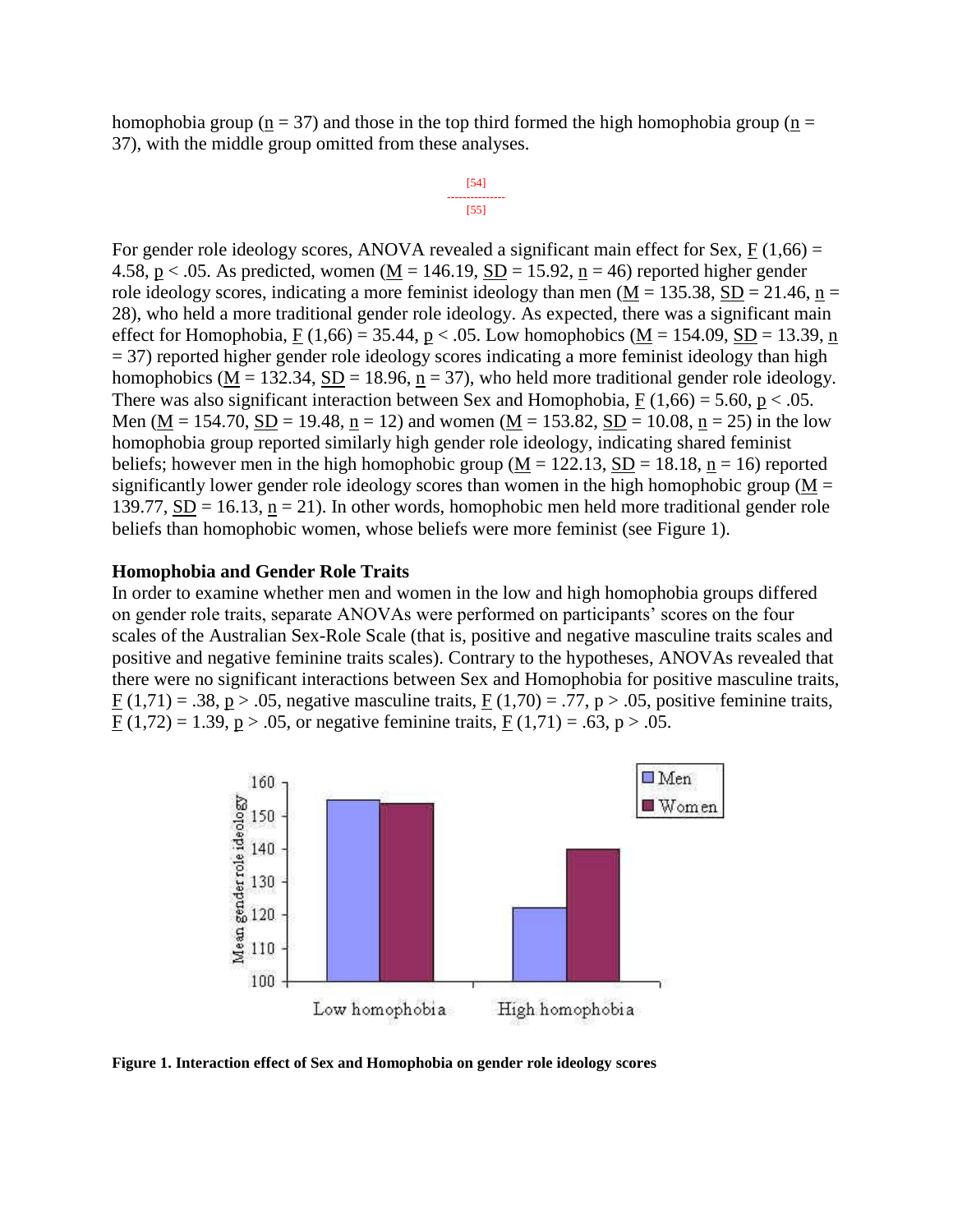homophobia group ($n$ = 37) and those in the top third formed the high homophobia group ($n$ = 37), with the middle group omitted from these analyses.

[54]
---
[55]

For gender role ideology scores, ANOVA revealed a significant main effect for Sex, $F$ (1,66) = 4.58, $p < .05$. As predicted, women ($M$ = 146.19, $SD$ = 15.92, $n$ = 46) reported higher gender role ideology scores, indicating a more feminist ideology than men ($M$ = 135.38, $SD$ = 21.46, $n$ = 28), who held a more traditional gender role ideology. As expected, there was a significant main effect for Homophobia, $F$ (1,66) = 35.44, $p < .05$. Low homophobics ($M$ = 154.09, $SD$ = 13.39, $n$ = 37) reported higher gender role ideology scores indicating a more feminist ideology than high homophobics ($M$ = 132.34, $SD$ = 18.96, $n$ = 37), who held more traditional gender role ideology. There was also significant interaction between Sex and Homophobia, $F$ (1,66) = 5.60, $p < .05$. Men ($M$ = 154.70, $SD$ = 19.48, $n$ = 12) and women ($M$ = 153.82, $SD$ = 10.08, $n$ = 25) in the low homophobia group reported similarly high gender role ideology, indicating shared feminist beliefs; however men in the high homophobic group ($M$ = 122.13, $SD$ = 18.18, $n$ = 16) reported significantly lower gender role ideology scores than women in the high homophobic group ($M$ = 139.77, $SD$ = 16.13, $n$ = 21). In other words, homophobic men held more traditional gender role beliefs than homophobic women, whose beliefs were more feminist (see Figure 1).

### Homophobia and Gender Role Traits

In order to examine whether men and women in the low and high homophobia groups differed on gender role traits, separate ANOVAs were performed on participants' scores on the four scales of the Australian Sex-Role Scale (that is, positive and negative masculine traits scales and positive and negative feminine traits scales). Contrary to the hypotheses, ANOVAs revealed that there were no significant interactions between Sex and Homophobia for positive masculine traits, $F$ (1,71) = .38, $p > .05$, negative masculine traits, $F$ (1,70) = .77, $p > .05$, positive feminine traits, $F$ (1,72) = 1.39, $p > .05$, or negative feminine traits, $F$ (1,71) = .63, $p > .05$.

**Figure 1. Interaction effect of Sex and Homophobia on gender role ideology scores**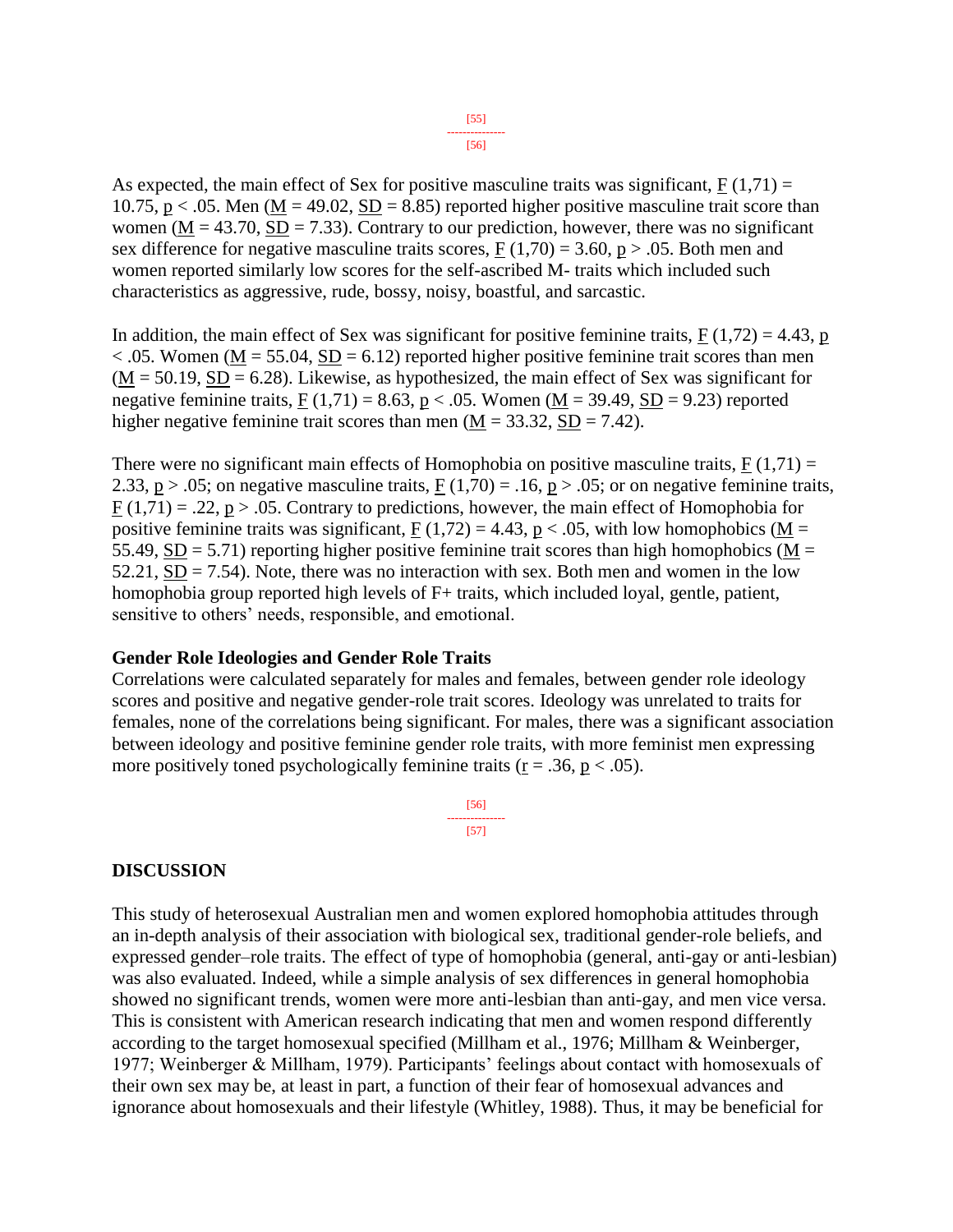As expected, the main effect of Sex for positive masculine traits was significant, $F(1,71) = 10.75$, $p < .05$. Men ($M = 49.02$, $SD = 8.85$) reported higher positive masculine trait score than women ($M = 43.70$, $SD = 7.33$). Contrary to our prediction, however, there was no significant sex difference for negative masculine traits scores, $F(1,70) = 3.60$, $p > .05$. Both men and women reported similarly low scores for the self-ascribed M- traits which included such characteristics as aggressive, rude, bossy, noisy, boastful, and sarcastic.

In addition, the main effect of Sex was significant for positive feminine traits, $F(1,72) = 4.43$, $p < .05$. Women ($M = 55.04$, $SD = 6.12$) reported higher positive feminine trait scores than men ($M = 50.19$, $SD = 6.28$). Likewise, as hypothesized, the main effect of Sex was significant for negative feminine traits, $F(1,71) = 8.63$, $p < .05$. Women ($M = 39.49$, $SD = 9.23$) reported higher negative feminine trait scores than men ($M = 33.32$, $SD = 7.42$).

There were no significant main effects of Homophobia on positive masculine traits, $F(1,71) = 2.33$, $p > .05$; on negative masculine traits, $F(1,70) = .16$, $p > .05$; or on negative feminine traits, $F(1,71) = .22$, $p > .05$. Contrary to predictions, however, the main effect of Homophobia for positive feminine traits was significant, $F(1,72) = 4.43$, $p < .05$, with low homophobics ($M = 55.49$, $SD = 5.71$) reporting higher positive feminine trait scores than high homophobics ($M = 52.21$, $SD = 7.54$). Note, there was no interaction with sex. Both men and women in the low homophobia group reported high levels of F+ traits, which included loyal, gentle, patient, sensitive to others' needs, responsible, and emotional.

### Gender Role Ideologies and Gender Role Traits

Correlations were calculated separately for males and females, between gender role ideology scores and positive and negative gender-role trait scores. Ideology was unrelated to traits for females, none of the correlations being significant. For males, there was a significant association between ideology and positive feminine gender role traits, with more feminist men expressing more positively toned psychologically feminine traits ($r = .36$, $p < .05$).

## DISCUSSION

This study of heterosexual Australian men and women explored homophobia attitudes through an in-depth analysis of their association with biological sex, traditional gender-role beliefs, and expressed gender–role traits. The effect of type of homophobia (general, anti-gay or anti-lesbian) was also evaluated. Indeed, while a simple analysis of sex differences in general homophobia showed no significant trends, women were more anti-lesbian than anti-gay, and men vice versa. This is consistent with American research indicating that men and women respond differently according to the target homosexual specified (Millham et al., 1976; Millham & Weinberger, 1977; Weinberger & Millham, 1979). Participants' feelings about contact with homosexuals of their own sex may be, at least in part, a function of their fear of homosexual advances and ignorance about homosexuals and their lifestyle (Whitley, 1988). Thus, it may be beneficial for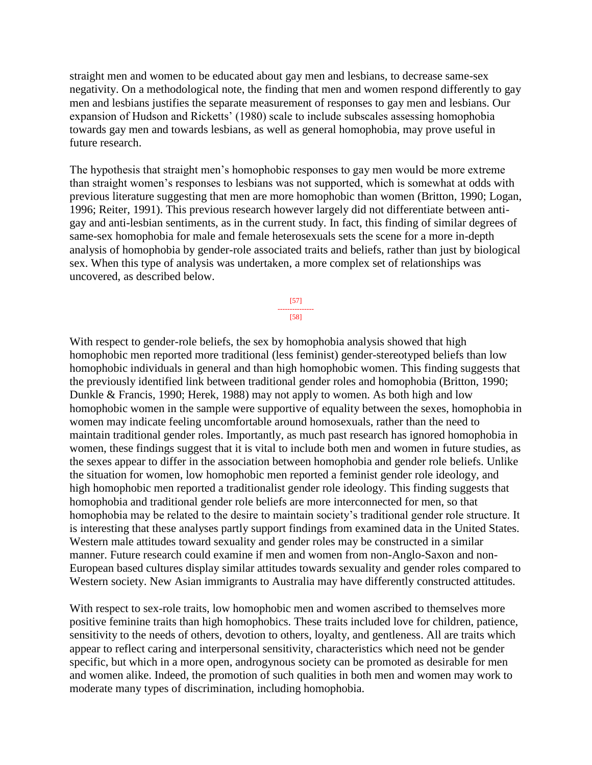straight men and women to be educated about gay men and lesbians, to decrease same-sex negativity. On a methodological note, the finding that men and women respond differently to gay men and lesbians justifies the separate measurement of responses to gay men and lesbians. Our expansion of Hudson and Ricketts' (1980) scale to include subscales assessing homophobia towards gay men and towards lesbians, as well as general homophobia, may prove useful in future research.

The hypothesis that straight men's homophobic responses to gay men would be more extreme than straight women's responses to lesbians was not supported, which is somewhat at odds with previous literature suggesting that men are more homophobic than women (Britton, 1990; Logan, 1996; Reiter, 1991). This previous research however largely did not differentiate between anti-gay and anti-lesbian sentiments, as in the current study. In fact, this finding of similar degrees of same-sex homophobia for male and female heterosexuals sets the scene for a more in-depth analysis of homophobia by gender-role associated traits and beliefs, rather than just by biological sex. When this type of analysis was undertaken, a more complex set of relationships was uncovered, as described below.

With respect to gender-role beliefs, the sex by homophobia analysis showed that high homophobic men reported more traditional (less feminist) gender-stereotyped beliefs than low homophobic individuals in general and than high homophobic women. This finding suggests that the previously identified link between traditional gender roles and homophobia (Britton, 1990; Dunkle & Francis, 1990; Herek, 1988) may not apply to women. As both high and low homophobic women in the sample were supportive of equality between the sexes, homophobia in women may indicate feeling uncomfortable around homosexuals, rather than the need to maintain traditional gender roles. Importantly, as much past research has ignored homophobia in women, these findings suggest that it is vital to include both men and women in future studies, as the sexes appear to differ in the association between homophobia and gender role beliefs. Unlike the situation for women, low homophobic men reported a feminist gender role ideology, and high homophobic men reported a traditionalist gender role ideology. This finding suggests that homophobia and traditional gender role beliefs are more interconnected for men, so that homophobia may be related to the desire to maintain society's traditional gender role structure. It is interesting that these analyses partly support findings from examined data in the United States. Western male attitudes toward sexuality and gender roles may be constructed in a similar manner. Future research could examine if men and women from non-Anglo-Saxon and non-European based cultures display similar attitudes towards sexuality and gender roles compared to Western society. New Asian immigrants to Australia may have differently constructed attitudes.

With respect to sex-role traits, low homophobic men and women ascribed to themselves more positive feminine traits than high homophobics. These traits included love for children, patience, sensitivity to the needs of others, devotion to others, loyalty, and gentleness. All are traits which appear to reflect caring and interpersonal sensitivity, characteristics which need not be gender specific, but which in a more open, androgynous society can be promoted as desirable for men and women alike. Indeed, the promotion of such qualities in both men and women may work to moderate many types of discrimination, including homophobia.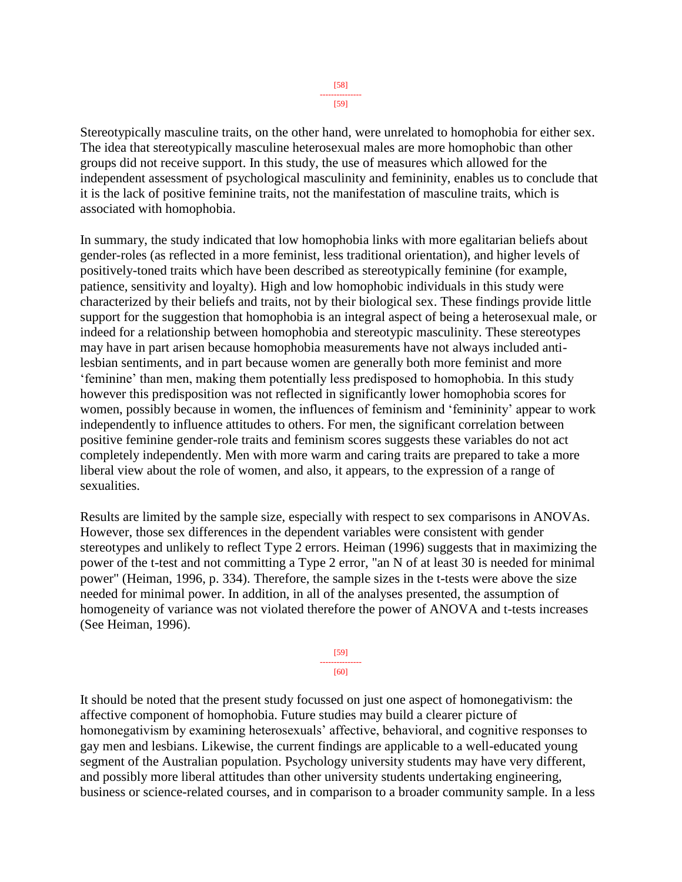Stereotypically masculine traits, on the other hand, were unrelated to homophobia for either sex. The idea that stereotypically masculine heterosexual males are more homophobic than other groups did not receive support. In this study, the use of measures which allowed for the independent assessment of psychological masculinity and femininity, enables us to conclude that it is the lack of positive feminine traits, not the manifestation of masculine traits, which is associated with homophobia.

In summary, the study indicated that low homophobia links with more egalitarian beliefs about gender-roles (as reflected in a more feminist, less traditional orientation), and higher levels of positively-toned traits which have been described as stereotypically feminine (for example, patience, sensitivity and loyalty). High and low homophobic individuals in this study were characterized by their beliefs and traits, not by their biological sex. These findings provide little support for the suggestion that homophobia is an integral aspect of being a heterosexual male, or indeed for a relationship between homophobia and stereotypic masculinity. These stereotypes may have in part arisen because homophobia measurements have not always included anti-lesbian sentiments, and in part because women are generally both more feminist and more 'feminine' than men, making them potentially less predisposed to homophobia. In this study however this predisposition was not reflected in significantly lower homophobia scores for women, possibly because in women, the influences of feminism and 'femininity' appear to work independently to influence attitudes to others. For men, the significant correlation between positive feminine gender-role traits and feminism scores suggests these variables do not act completely independently. Men with more warm and caring traits are prepared to take a more liberal view about the role of women, and also, it appears, to the expression of a range of sexualities.

Results are limited by the sample size, especially with respect to sex comparisons in ANOVAs. However, those sex differences in the dependent variables were consistent with gender stereotypes and unlikely to reflect Type 2 errors. Heiman (1996) suggests that in maximizing the power of the t-test and not committing a Type 2 error, "an N of at least 30 is needed for minimal power" (Heiman, 1996, p. 334). Therefore, the sample sizes in the t-tests were above the size needed for minimal power. In addition, in all of the analyses presented, the assumption of homogeneity of variance was not violated therefore the power of ANOVA and t-tests increases (See Heiman, 1996).

It should be noted that the present study focussed on just one aspect of homonegativism: the affective component of homophobia. Future studies may build a clearer picture of homonegativism by examining heterosexuals' affective, behavioral, and cognitive responses to gay men and lesbians. Likewise, the current findings are applicable to a well-educated young segment of the Australian population. Psychology university students may have very different, and possibly more liberal attitudes than other university students undertaking engineering, business or science-related courses, and in comparison to a broader community sample. In a less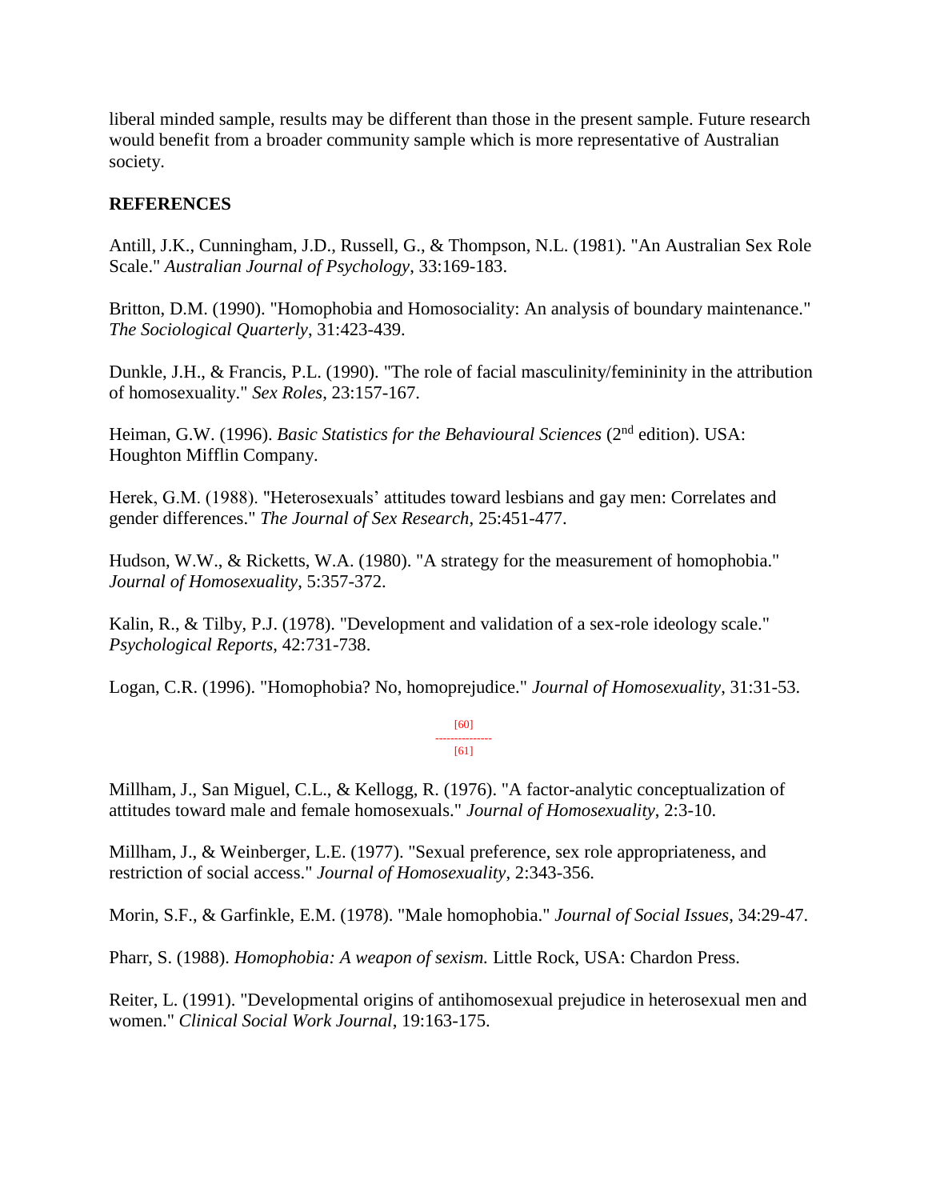liberal minded sample, results may be different than those in the present sample. Future research would benefit from a broader community sample which is more representative of Australian society.

## REFERENCES

Antill, J.K., Cunningham, J.D., Russell, G., & Thompson, N.L. (1981). "An Australian Sex Role Scale." *Australian Journal of Psychology*, 33:169-183.

Britton, D.M. (1990). "Homophobia and Homosociality: An analysis of boundary maintenance." *The Sociological Quarterly*, 31:423-439.

Dunkle, J.H., & Francis, P.L. (1990). "The role of facial masculinity/femininity in the attribution of homosexuality." *Sex Roles*, 23:157-167.

Heiman, G.W. (1996). *Basic Statistics for the Behavioural Sciences* (2nd edition). USA: Houghton Mifflin Company.

Herek, G.M. (1988). "Heterosexuals' attitudes toward lesbians and gay men: Correlates and gender differences." *The Journal of Sex Research*, 25:451-477.

Hudson, W.W., & Ricketts, W.A. (1980). "A strategy for the measurement of homophobia." *Journal of Homosexuality*, 5:357-372.

Kalin, R., & Tilby, P.J. (1978). "Development and validation of a sex-role ideology scale." *Psychological Reports*, 42:731-738.

Logan, C.R. (1996). "Homophobia? No, homoprejudice." *Journal of Homosexuality*, 31:31-53.

[60]
---------------
[61]

Millham, J., San Miguel, C.L., & Kellogg, R. (1976). "A factor-analytic conceptualization of attitudes toward male and female homosexuals." *Journal of Homosexuality*, 2:3-10.

Millham, J., & Weinberger, L.E. (1977). "Sexual preference, sex role appropriateness, and restriction of social access." *Journal of Homosexuality*, 2:343-356.

Morin, S.F., & Garfinkle, E.M. (1978). "Male homophobia." *Journal of Social Issues*, 34:29-47.

Pharr, S. (1988). *Homophobia: A weapon of sexism.* Little Rock, USA: Chardon Press.

Reiter, L. (1991). "Developmental origins of antihomosexual prejudice in heterosexual men and women." *Clinical Social Work Journal*, 19:163-175.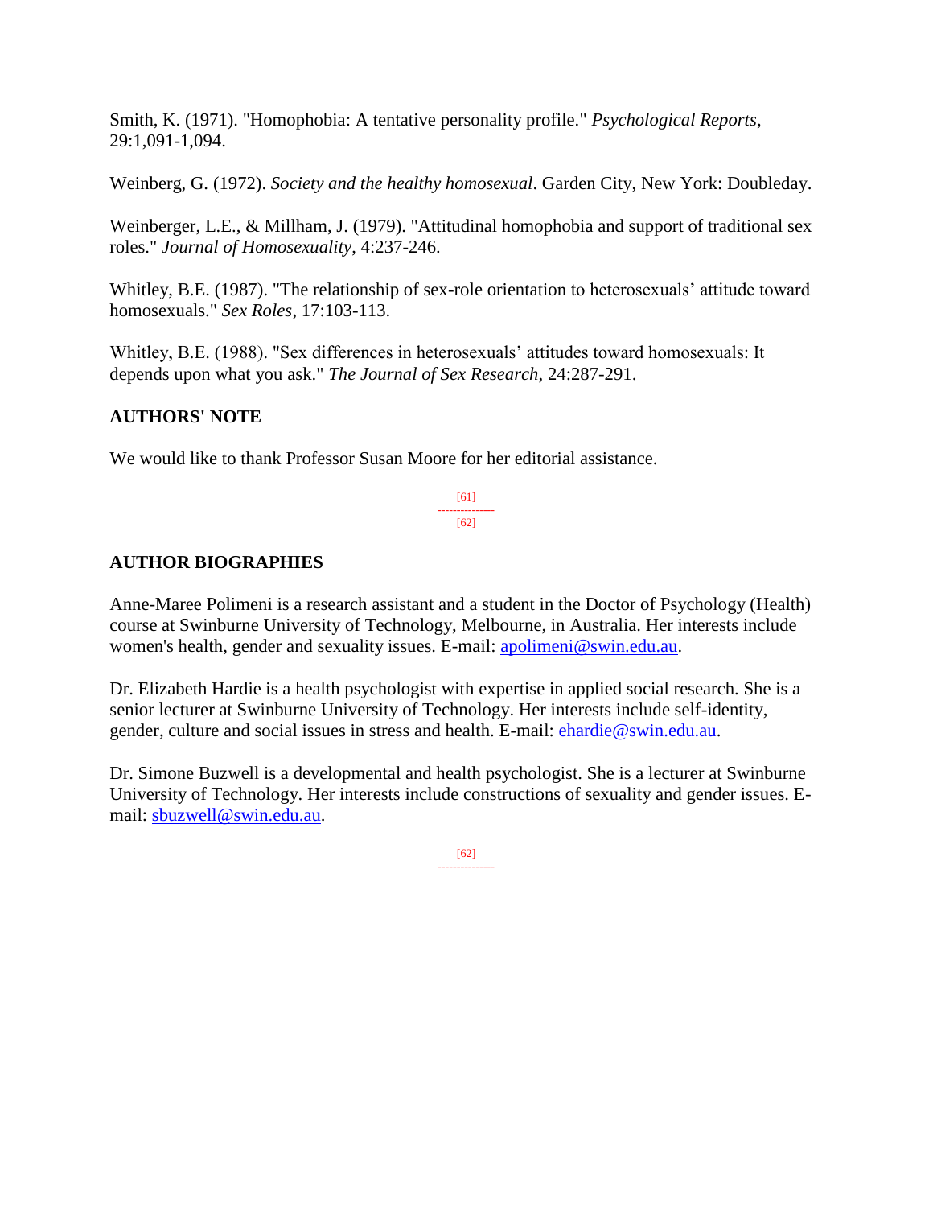Smith, K. (1971). "Homophobia: A tentative personality profile." *Psychological Reports*, 29:1,091-1,094.

Weinberg, G. (1972). *Society and the healthy homosexual*. Garden City, New York: Doubleday.

Weinberger, L.E., & Millham, J. (1979). "Attitudinal homophobia and support of traditional sex roles." *Journal of Homosexuality*, 4:237-246.

Whitley, B.E. (1987). "The relationship of sex-role orientation to heterosexuals' attitude toward homosexuals." *Sex Roles*, 17:103-113.

Whitley, B.E. (1988). "Sex differences in heterosexuals' attitudes toward homosexuals: It depends upon what you ask." *The Journal of Sex Research*, 24:287-291.

## AUTHORS' NOTE

We would like to thank Professor Susan Moore for her editorial assistance.

## AUTHOR BIOGRAPHIES

Anne-Maree Polimeni is a research assistant and a student in the Doctor of Psychology (Health) course at Swinburne University of Technology, Melbourne, in Australia. Her interests include women's health, gender and sexuality issues. E-mail: apolimeni@swin.edu.au.

Dr. Elizabeth Hardie is a health psychologist with expertise in applied social research. She is a senior lecturer at Swinburne University of Technology. Her interests include self-identity, gender, culture and social issues in stress and health. E-mail: ehardie@swin.edu.au.

Dr. Simone Buzwell is a developmental and health psychologist. She is a lecturer at Swinburne University of Technology. Her interests include constructions of sexuality and gender issues. E-mail: sbuzwell@swin.edu.au.